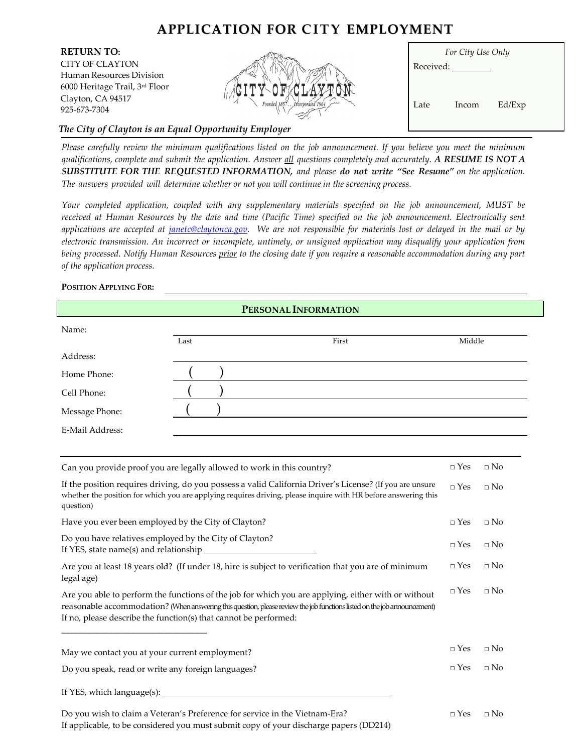# APPLICATION FOR CITY EMPLOYMENT

**RETURN TO:**
CITY OF CLAYTON
Human Resources Division
6000 Heritage Trail, 3rd Floor
Clayton, CA 94517
925-673-7304

CITY OF CLAYTON
Founded 1857 ... Incorporated 1964

*For City Use Only*
Received: ________

Late Incom Ed/Exp

***The City of Clayton is an Equal Opportunity Employer***

*Please carefully review the minimum qualifications listed on the job announcement. If you believe you meet the minimum qualifications, complete and submit the application. Answer all questions completely and accurately.* ***A RESUME IS NOT A SUBSTITUTE FOR THE REQUESTED INFORMATION,*** *and please* ***do not write "See Resume"*** *on the application. The answers provided will determine whether or not you will continue in the screening process.*

*Your completed application, coupled with any supplementary materials specified on the job announcement, MUST be received at Human Resources by the date and time (Pacific Time) specified on the job announcement. Electronically sent applications are accepted at janetc@claytonca.gov. We are not responsible for materials lost or delayed in the mail or by electronic transmission. An incorrect or incomplete, untimely, or unsigned application may disqualify your application from being processed. Notify Human Resources prior to the closing date if you require a reasonable accommodation during any part of the application process.*

**POSITION APPLYING FOR:** ______________________________

## PERSONAL INFORMATION

Name: ______________________________
Last First Middle

Address: ______________________________

Home Phone: (    ) ______________________________

Cell Phone: (    ) ______________________________

Message Phone: (    ) ______________________________

E-Mail Address: ______________________________

| | | |
|---|---|---|
| Can you provide proof you are legally allowed to work in this country? | □ Yes | □ No |
| If the position requires driving, do you possess a valid California Driver's License? (If you are unsure whether the position for which you are applying requires driving, please inquire with HR before answering this question) | □ Yes | □ No |
| Have you ever been employed by the City of Clayton? | □ Yes | □ No |
| Do you have relatives employed by the City of Clayton? If YES, state name(s) and relationship ________________ | □ Yes | □ No |
| Are you at least 18 years old? (If under 18, hire is subject to verification that you are of minimum legal age) | □ Yes | □ No |
| Are you able to perform the functions of the job for which you are applying, either with or without reasonable accommodation? (When answering this question, please review the job functions listed on the job announcement) If no, please describe the function(s) that cannot be performed: ________________ | □ Yes | □ No |
| May we contact you at your current employment? | □ Yes | □ No |
| Do you speak, read or write any foreign languages? | □ Yes | □ No |
| If YES, which language(s): ________________ | | |
| Do you wish to claim a Veteran's Preference for service in the Vietnam-Era? If applicable, to be considered you must submit copy of your discharge papers (DD214) | □ Yes | □ No |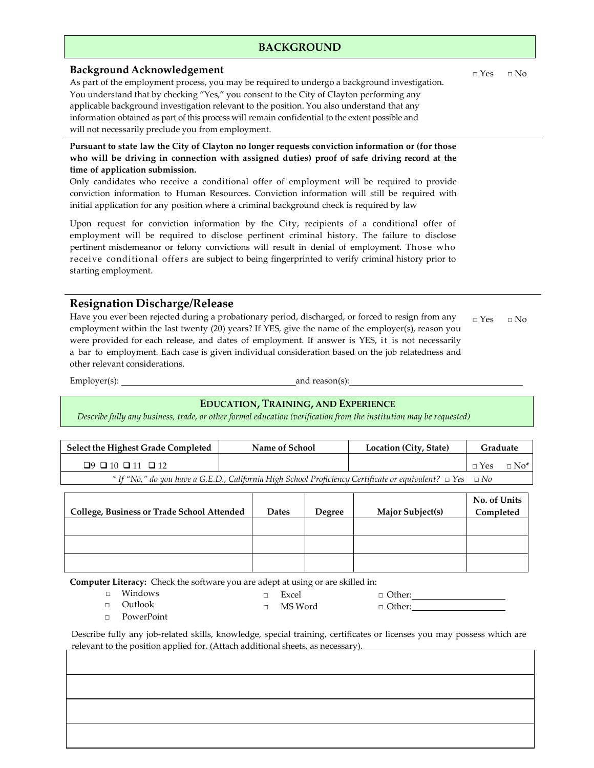## BACKGROUND

### Background Acknowledgement

□ Yes □ No

As part of the employment process, you may be required to undergo a background investigation. You understand that by checking "Yes," you consent to the City of Clayton performing any applicable background investigation relevant to the position. You also understand that any information obtained as part of this process will remain confidential to the extent possible and will not necessarily preclude you from employment.

**Pursuant to state law the City of Clayton no longer requests conviction information or (for those who will be driving in connection with assigned duties) proof of safe driving record at the time of application submission.**

Only candidates who receive a conditional offer of employment will be required to provide conviction information to Human Resources. Conviction information will still be required with initial application for any position where a criminal background check is required by law

Upon request for conviction information by the City, recipients of a conditional offer of employment will be required to disclose pertinent criminal history. The failure to disclose pertinent misdemeanor or felony convictions will result in denial of employment. Those who receive conditional offers are subject to being fingerprinted to verify criminal history prior to starting employment.

### Resignation Discharge/Release

□ Yes □ No

Have you ever been rejected during a probationary period, discharged, or forced to resign from any employment within the last twenty (20) years? If YES, give the name of the employer(s), reason you were provided for each release, and dates of employment. If answer is YES, it is not necessarily a bar to employment. Each case is given individual consideration based on the job relatedness and other relevant considerations.

Employer(s): ______________________ and reason(s): ______________________

## EDUCATION, TRAINING, AND EXPERIENCE

*Describe fully any business, trade, or other formal education (verification from the institution may be requested)*

| Select the Highest Grade Completed | Name of School | Location (City, State) | Graduate |
|---|---|---|---|
| ❑9 ❑ 10 ❑ 11 ❑ 12 | | | □ Yes □ No* |

*\* If "No," do you have a G.E.D., California High School Proficiency Certificate or equivalent? □ Yes □ No*

| College, Business or Trade School Attended | Dates | Degree | Major Subject(s) | No. of Units Completed |
|---|---|---|---|---|
| | | | | |
| | | | | |
| | | | | |

**Computer Literacy:** Check the software you are adept at using or are skilled in:

- □ Windows
- □ Outlook
- □ PowerPoint
- □ Excel
- □ MS Word
- □ Other: ______________
- □ Other: ______________

Describe fully any job-related skills, knowledge, special training, certificates or licenses you may possess which are relevant to the position applied for. (Attach additional sheets, as necessary).

| |
|---|
| |
| |
| |
| |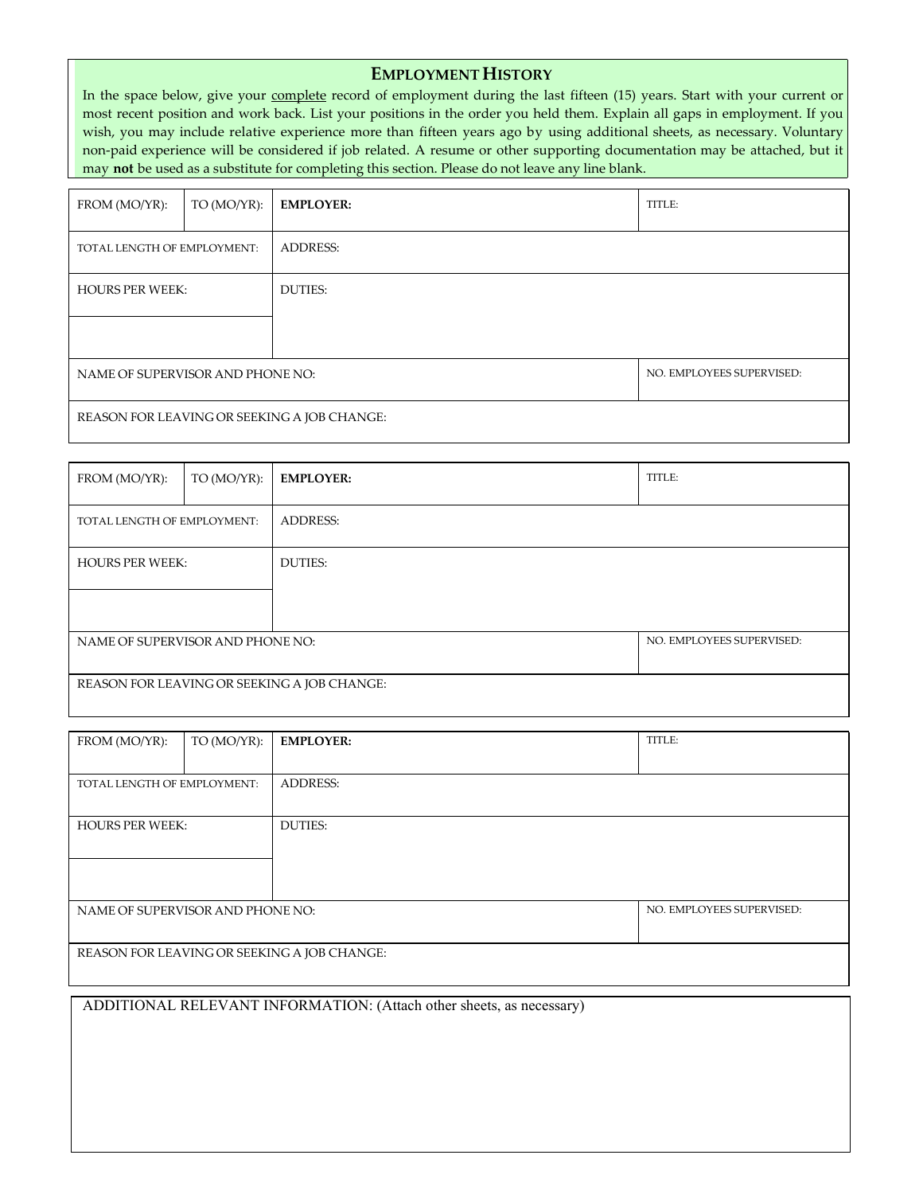## Employment History

In the space below, give your <u>complete</u> record of employment during the last fifteen (15) years. Start with your current or most recent position and work back. List your positions in the order you held them. Explain all gaps in employment. If you wish, you may include relative experience more than fifteen years ago by using additional sheets, as necessary. Voluntary non-paid experience will be considered if job related. A resume or other supporting documentation may be attached, but it may **not** be used as a substitute for completing this section. Please do not leave any line blank.

| | | | |
|---|---|---|---|
| FROM (MO/YR): | TO (MO/YR): | **EMPLOYER:** | TITLE: |
| TOTAL LENGTH OF EMPLOYMENT: | | ADDRESS: | |
| HOURS PER WEEK: | | DUTIES: | |
| | | | |
| NAME OF SUPERVISOR AND PHONE NO: | | | NO. EMPLOYEES SUPERVISED: |
| REASON FOR LEAVING OR SEEKING A JOB CHANGE: | | | |

| | | | |
|---|---|---|---|
| FROM (MO/YR): | TO (MO/YR): | **EMPLOYER:** | TITLE: |
| TOTAL LENGTH OF EMPLOYMENT: | | ADDRESS: | |
| HOURS PER WEEK: | | DUTIES: | |
| | | | |
| NAME OF SUPERVISOR AND PHONE NO: | | | NO. EMPLOYEES SUPERVISED: |
| REASON FOR LEAVING OR SEEKING A JOB CHANGE: | | | |

| | | | |
|---|---|---|---|
| FROM (MO/YR): | TO (MO/YR): | **EMPLOYER:** | TITLE: |
| TOTAL LENGTH OF EMPLOYMENT: | | ADDRESS: | |
| HOURS PER WEEK: | | DUTIES: | |
| | | | |
| NAME OF SUPERVISOR AND PHONE NO: | | | NO. EMPLOYEES SUPERVISED: |
| REASON FOR LEAVING OR SEEKING A JOB CHANGE: | | | |

ADDITIONAL RELEVANT INFORMATION: (Attach other sheets, as necessary)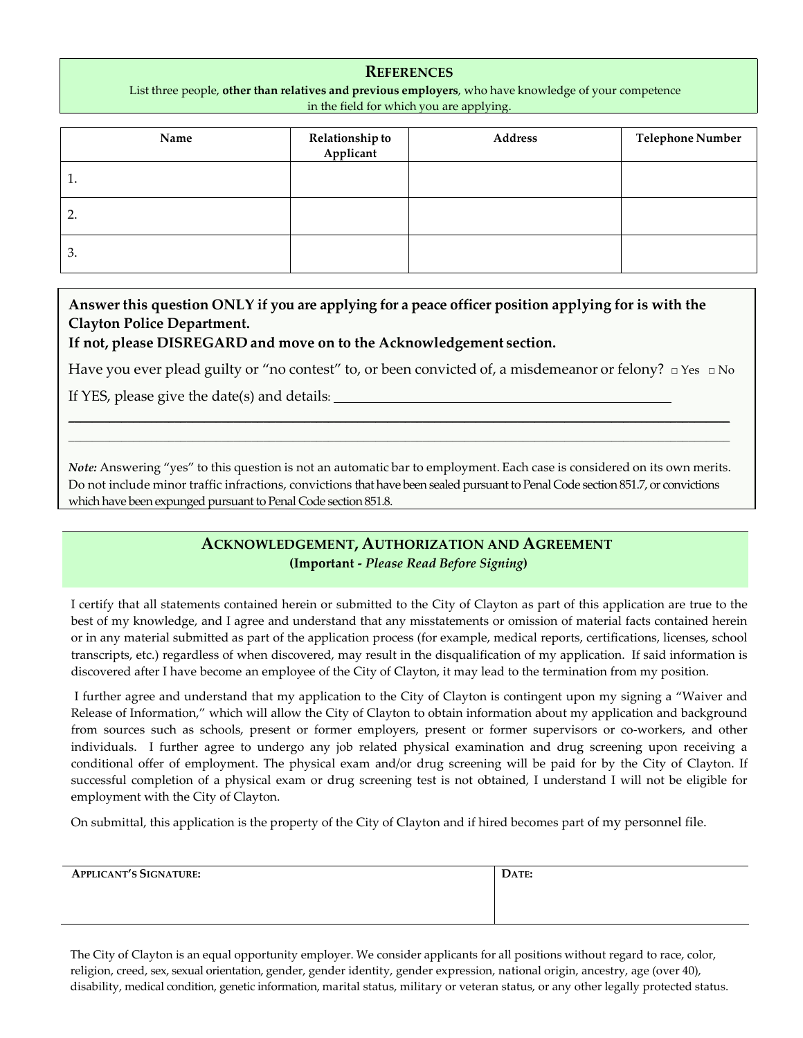## REFERENCES

List three people, **other than relatives and previous employers**, who have knowledge of your competence in the field for which you are applying.

| Name | Relationship to Applicant | Address | Telephone Number |
|---|---|---|---|
| 1. | | | |
| 2. | | | |
| 3. | | | |

**Answer this question ONLY if you are applying for a peace officer position applying for is with the Clayton Police Department.**
**If not, please DISREGARD and move on to the Acknowledgement section.**

Have you ever plead guilty or "no contest" to, or been convicted of, a misdemeanor or felony? □ Yes □ No

If YES, please give the date(s) and details: ______________________________________________

_____________________________________________________________________________

_____________________________________________________________________________

*Note:* Answering "yes" to this question is not an automatic bar to employment. Each case is considered on its own merits. Do not include minor traffic infractions, convictions that have been sealed pursuant to Penal Code section 851.7, or convictions which have been expunged pursuant to Penal Code section 851.8.

## ACKNOWLEDGEMENT, AUTHORIZATION AND AGREEMENT

**(Important - *Please Read Before Signing*)**

I certify that all statements contained herein or submitted to the City of Clayton as part of this application are true to the best of my knowledge, and I agree and understand that any misstatements or omission of material facts contained herein or in any material submitted as part of the application process (for example, medical reports, certifications, licenses, school transcripts, etc.) regardless of when discovered, may result in the disqualification of my application. If said information is discovered after I have become an employee of the City of Clayton, it may lead to the termination from my position.

I further agree and understand that my application to the City of Clayton is contingent upon my signing a "Waiver and Release of Information," which will allow the City of Clayton to obtain information about my application and background from sources such as schools, present or former employers, present or former supervisors or co-workers, and other individuals. I further agree to undergo any job related physical examination and drug screening upon receiving a conditional offer of employment. The physical exam and/or drug screening will be paid for by the City of Clayton. If successful completion of a physical exam or drug screening test is not obtained, I understand I will not be eligible for employment with the City of Clayton.

On submittal, this application is the property of the City of Clayton and if hired becomes part of my personnel file.

| APPLICANT'S SIGNATURE: | DATE: |
|---|---|
| | |

The City of Clayton is an equal opportunity employer. We consider applicants for all positions without regard to race, color, religion, creed, sex, sexual orientation, gender, gender identity, gender expression, national origin, ancestry, age (over 40), disability, medical condition, genetic information, marital status, military or veteran status, or any other legally protected status.